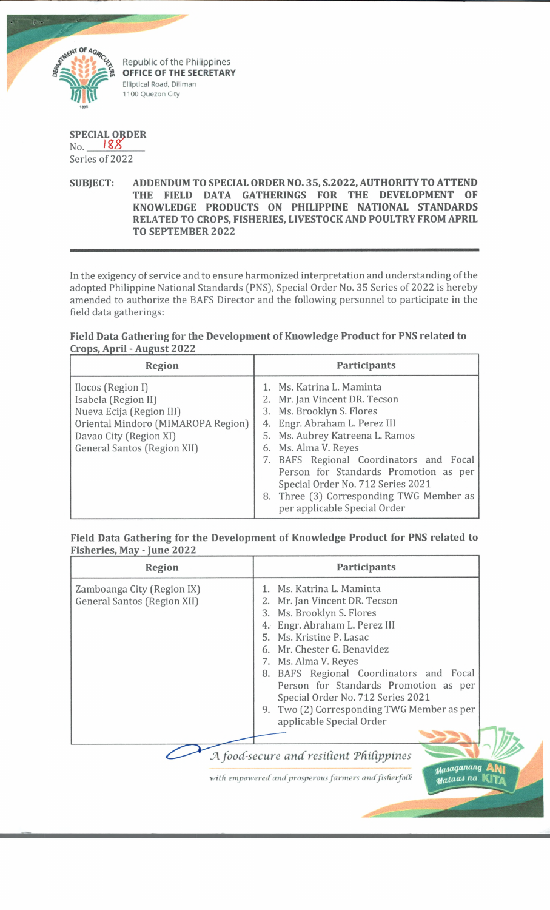Republic of the Philippines
**OFFICE OF THE SECRETARY**
Elliptical Road, Diliman
1100 Quezon City

**SPECIAL ORDER**
No. 188
Series of 2022

**SUBJECT: ADDENDUM TO SPECIAL ORDER NO. 35, S.2022, AUTHORITY TO ATTEND THE FIELD DATA GATHERINGS FOR THE DEVELOPMENT OF KNOWLEDGE PRODUCTS ON PHILIPPINE NATIONAL STANDARDS RELATED TO CROPS, FISHERIES, LIVESTOCK AND POULTRY FROM APRIL TO SEPTEMBER 2022**

---

In the exigency of service and to ensure harmonized interpretation and understanding of the adopted Philippine National Standards (PNS), Special Order No. 35 Series of 2022 is hereby amended to authorize the BAFS Director and the following personnel to participate in the field data gatherings:

**Field Data Gathering for the Development of Knowledge Product for PNS related to Crops, April - August 2022**

| Region | Participants |
|---|---|
| Ilocos (Region I)<br>Isabela (Region II)<br>Nueva Ecija (Region III)<br>Oriental Mindoro (MIMAROPA Region)<br>Davao City (Region XI)<br>General Santos (Region XII) | 1. Ms. Katrina L. Maminta<br>2. Mr. Jan Vincent DR. Tecson<br>3. Ms. Brooklyn S. Flores<br>4. Engr. Abraham L. Perez III<br>5. Ms. Aubrey Katreena L. Ramos<br>6. Ms. Alma V. Reyes<br>7. BAFS Regional Coordinators and Focal Person for Standards Promotion as per Special Order No. 712 Series 2021<br>8. Three (3) Corresponding TWG Member as per applicable Special Order |

**Field Data Gathering for the Development of Knowledge Product for PNS related to Fisheries, May - June 2022**

| Region | Participants |
|---|---|
| Zamboanga City (Region IX)<br>General Santos (Region XII) | 1. Ms. Katrina L. Maminta<br>2. Mr. Jan Vincent DR. Tecson<br>3. Ms. Brooklyn S. Flores<br>4. Engr. Abraham L. Perez III<br>5. Ms. Kristine P. Lasac<br>6. Mr. Chester G. Benavidez<br>7. Ms. Alma V. Reyes<br>8. BAFS Regional Coordinators and Focal Person for Standards Promotion as per Special Order No. 712 Series 2021<br>9. Two (2) Corresponding TWG Member as per applicable Special Order |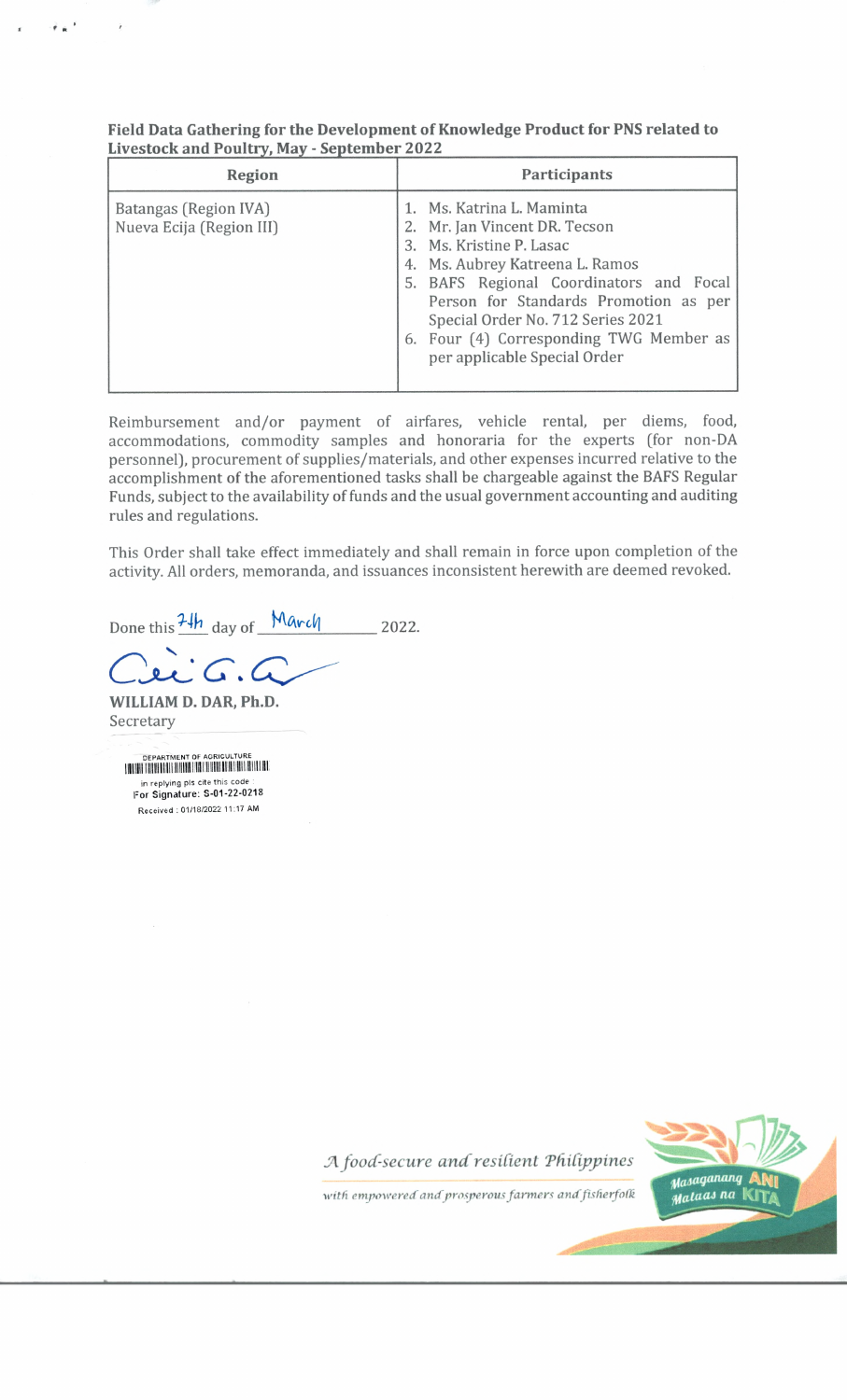**Field Data Gathering for the Development of Knowledge Product for PNS related to Livestock and Poultry, May - September 2022**

| Region | Participants |
|---|---|
| Batangas (Region IVA)<br>Nueva Ecija (Region III) | 1. Ms. Katrina L. Maminta<br>2. Mr. Jan Vincent DR. Tecson<br>3. Ms. Kristine P. Lasac<br>4. Ms. Aubrey Katreena L. Ramos<br>5. BAFS Regional Coordinators and Focal Person for Standards Promotion as per Special Order No. 712 Series 2021<br>6. Four (4) Corresponding TWG Member as per applicable Special Order |

Reimbursement and/or payment of airfares, vehicle rental, per diems, food, accommodations, commodity samples and honoraria for the experts (for non-DA personnel), procurement of supplies/materials, and other expenses incurred relative to the accomplishment of the aforementioned tasks shall be chargeable against the BAFS Regular Funds, subject to the availability of funds and the usual government accounting and auditing rules and regulations.

This Order shall take effect immediately and shall remain in force upon completion of the activity. All orders, memoranda, and issuances inconsistent herewith are deemed revoked.

Done this 7th day of March 2022.

**WILLIAM D. DAR, Ph.D.**
Secretary

DEPARTMENT OF AGRICULTURE
in replying pls cite this code :
For Signature: S-01-22-0218
Received : 01/18/2022 11:17 AM